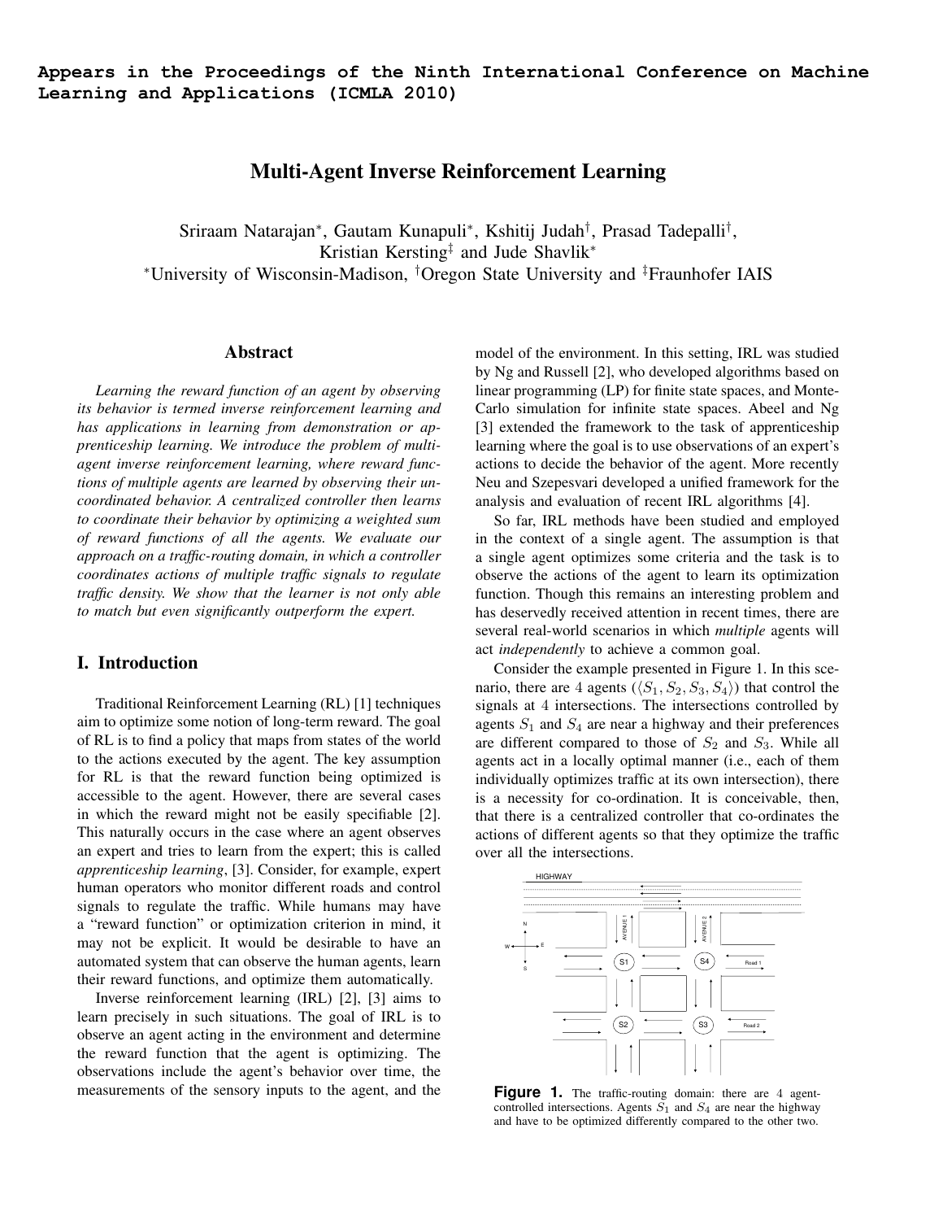**Appears in the Proceedings of the Ninth International Conference on Machine Learning and Applications (ICMLA 2010)**

# Multi-Agent Inverse Reinforcement Learning

Sriraam Natarajan*, Gautam Kunapuli*, Kshitij Judah†, Prasad Tadepalli†, Kristian Kersting‡ and Jude Shavlik*

*University of Wisconsin-Madison, †Oregon State University and ‡Fraunhofer IAIS

## Abstract

*Learning the reward function of an agent by observing its behavior is termed inverse reinforcement learning and has applications in learning from demonstration or apprenticeship learning. We introduce the problem of multi-agent inverse reinforcement learning, where reward functions of multiple agents are learned by observing their uncoordinated behavior. A centralized controller then learns to coordinate their behavior by optimizing a weighted sum of reward functions of all the agents. We evaluate our approach on a traffic-routing domain, in which a controller coordinates actions of multiple traffic signals to regulate traffic density. We show that the learner is not only able to match but even significantly outperform the expert.*

## I. Introduction

Traditional Reinforcement Learning (RL) [1] techniques aim to optimize some notion of long-term reward. The goal of RL is to find a policy that maps from states of the world to the actions executed by the agent. The key assumption for RL is that the reward function being optimized is accessible to the agent. However, there are several cases in which the reward might not be easily specifiable [2]. This naturally occurs in the case where an agent observes an expert and tries to learn from the expert; this is called *apprenticeship learning*, [3]. Consider, for example, expert human operators who monitor different roads and control signals to regulate the traffic. While humans may have a "reward function" or optimization criterion in mind, it may not be explicit. It would be desirable to have an automated system that can observe the human agents, learn their reward functions, and optimize them automatically.

Inverse reinforcement learning (IRL) [2], [3] aims to learn precisely in such situations. The goal of IRL is to observe an agent acting in the environment and determine the reward function that the agent is optimizing. The observations include the agent's behavior over time, the measurements of the sensory inputs to the agent, and the model of the environment. In this setting, IRL was studied by Ng and Russell [2], who developed algorithms based on linear programming (LP) for finite state spaces, and Monte-Carlo simulation for infinite state spaces. Abeel and Ng [3] extended the framework to the task of apprenticeship learning where the goal is to use observations of an expert's actions to decide the behavior of the agent. More recently Neu and Szepesvari developed a unified framework for the analysis and evaluation of recent IRL algorithms [4].

So far, IRL methods have been studied and employed in the context of a single agent. The assumption is that a single agent optimizes some criteria and the task is to observe the actions of the agent to learn its optimization function. Though this remains an interesting problem and has deservedly received attention in recent times, there are several real-world scenarios in which *multiple* agents will act *independently* to achieve a common goal.

Consider the example presented in Figure 1. In this scenario, there are 4 agents ($\langle S_1, S_2, S_3, S_4 \rangle$) that control the signals at 4 intersections. The intersections controlled by agents $S_1$ and $S_4$ are near a highway and their preferences are different compared to those of $S_2$ and $S_3$. While all agents act in a locally optimal manner (i.e., each of them individually optimizes traffic at its own intersection), there is a necessity for co-ordination. It is conceivable, then, that there is a centralized controller that co-ordinates the actions of different agents so that they optimize the traffic over all the intersections.

**Figure 1.** The traffic-routing domain: there are 4 agent-controlled intersections. Agents $S_1$ and $S_4$ are near the highway and have to be optimized differently compared to the other two.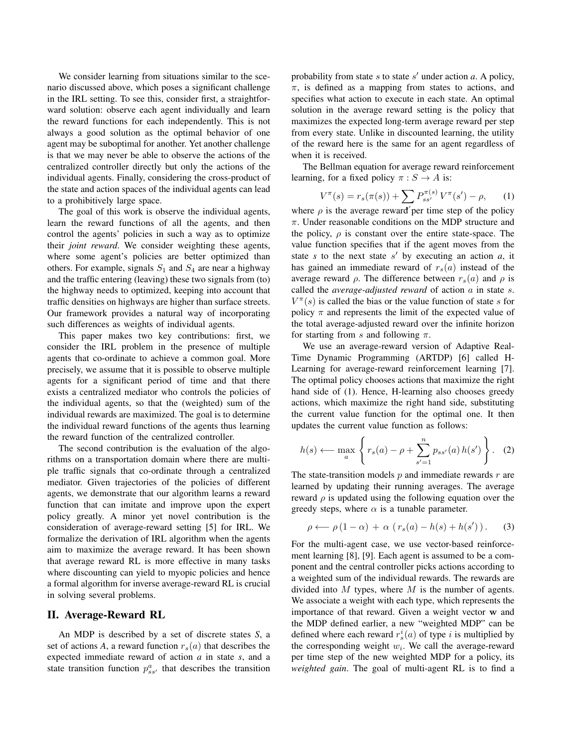We consider learning from situations similar to the scenario discussed above, which poses a significant challenge in the IRL setting. To see this, consider first, a straightforward solution: observe each agent individually and learn the reward functions for each independently. This is not always a good solution as the optimal behavior of one agent may be suboptimal for another. Yet another challenge is that we may never be able to observe the actions of the centralized controller directly but only the actions of the individual agents. Finally, considering the cross-product of the state and action spaces of the individual agents can lead to a prohibitively large space.

The goal of this work is observe the individual agents, learn the reward functions of all the agents, and then control the agents' policies in such a way as to optimize their *joint reward*. We consider weighting these agents, where some agent's policies are better optimized than others. For example, signals $S_1$ and $S_4$ are near a highway and the traffic entering (leaving) these two signals from (to) the highway needs to optimized, keeping into account that traffic densities on highways are higher than surface streets. Our framework provides a natural way of incorporating such differences as weights of individual agents.

This paper makes two key contributions: first, we consider the IRL problem in the presence of multiple agents that co-ordinate to achieve a common goal. More precisely, we assume that it is possible to observe multiple agents for a significant period of time and that there exists a centralized mediator who controls the policies of the individual agents, so that the (weighted) sum of the individual rewards are maximized. The goal is to determine the individual reward functions of the agents thus learning the reward function of the centralized controller.

The second contribution is the evaluation of the algorithms on a transportation domain where there are multiple traffic signals that co-ordinate through a centralized mediator. Given trajectories of the policies of different agents, we demonstrate that our algorithm learns a reward function that can imitate and improve upon the expert policy greatly. A minor yet novel contribution is the consideration of average-reward setting [5] for IRL. We formalize the derivation of IRL algorithm when the agents aim to maximize the average reward. It has been shown that average reward RL is more effective in many tasks where discounting can yield to myopic policies and hence a formal algorithm for inverse average-reward RL is crucial in solving several problems.

## II. Average-Reward RL

An MDP is described by a set of discrete states *S*, a set of actions *A*, a reward function $r_s(a)$ that describes the expected immediate reward of action *a* in state *s*, and a state transition function $p^a_{ss'}$ that describes the transition probability from state $s$ to state $s'$ under action *a*. A policy, $\pi$, is defined as a mapping from states to actions, and specifies what action to execute in each state. An optimal solution in the average reward setting is the policy that maximizes the expected long-term average reward per step from every state. Unlike in discounted learning, the utility of the reward here is the same for an agent regardless of when it is received.

The Bellman equation for average reward reinforcement learning, for a fixed policy $\pi : S \rightarrow A$ is:

$$V^{\pi}(s) = r_s(\pi(s)) + \sum_{s'} P^{\pi(s)}_{ss'}\, V^{\pi}(s') - \rho, \qquad (1)$$

where $\rho$ is the average reward per time step of the policy $\pi$. Under reasonable conditions on the MDP structure and the policy, $\rho$ is constant over the entire state-space. The value function specifies that if the agent moves from the state $s$ to the next state $s'$ by executing an action *a*, it has gained an immediate reward of $r_s(a)$ instead of the average reward $\rho$. The difference between $r_s(a)$ and $\rho$ is called the *average-adjusted reward* of action $a$ in state $s$. $V^{\pi}(s)$ is called the bias or the value function of state $s$ for policy $\pi$ and represents the limit of the expected value of the total average-adjusted reward over the infinite horizon for starting from $s$ and following $\pi$.

We use an average-reward version of Adaptive Real-Time Dynamic Programming (ARTDP) [6] called H-Learning for average-reward reinforcement learning [7]. The optimal policy chooses actions that maximize the right hand side of (1). Hence, H-learning also chooses greedy actions, which maximize the right hand side, substituting the current value function for the optimal one. It then updates the current value function as follows:

$$h(s) \longleftarrow \max_a \left\{ r_s(a) - \rho + \sum_{s'=1}^{n} p_{ss'}(a)\, h(s') \right\}. \quad (2)$$

The state-transition models $p$ and immediate rewards $r$ are learned by updating their running averages. The average reward $\rho$ is updated using the following equation over the greedy steps, where $\alpha$ is a tunable parameter.

$$\rho \longleftarrow \rho\,(1-\alpha) \,+\, \alpha\,\left( r_s(a) - h(s) + h(s') \right). \qquad (3)$$

For the multi-agent case, we use vector-based reinforcement learning [8], [9]. Each agent is assumed to be a component and the central controller picks actions according to a weighted sum of the individual rewards. The rewards are divided into $M$ types, where $M$ is the number of agents. We associate a weight with each type, which represents the importance of that reward. Given a weight vector $\mathbf{w}$ and the MDP defined earlier, a new "weighted MDP" can be defined where each reward $r^i_s(a)$ of type $i$ is multiplied by the corresponding weight $w_i$. We call the average-reward per time step of the new weighted MDP for a policy, its *weighted gain*. The goal of multi-agent RL is to find a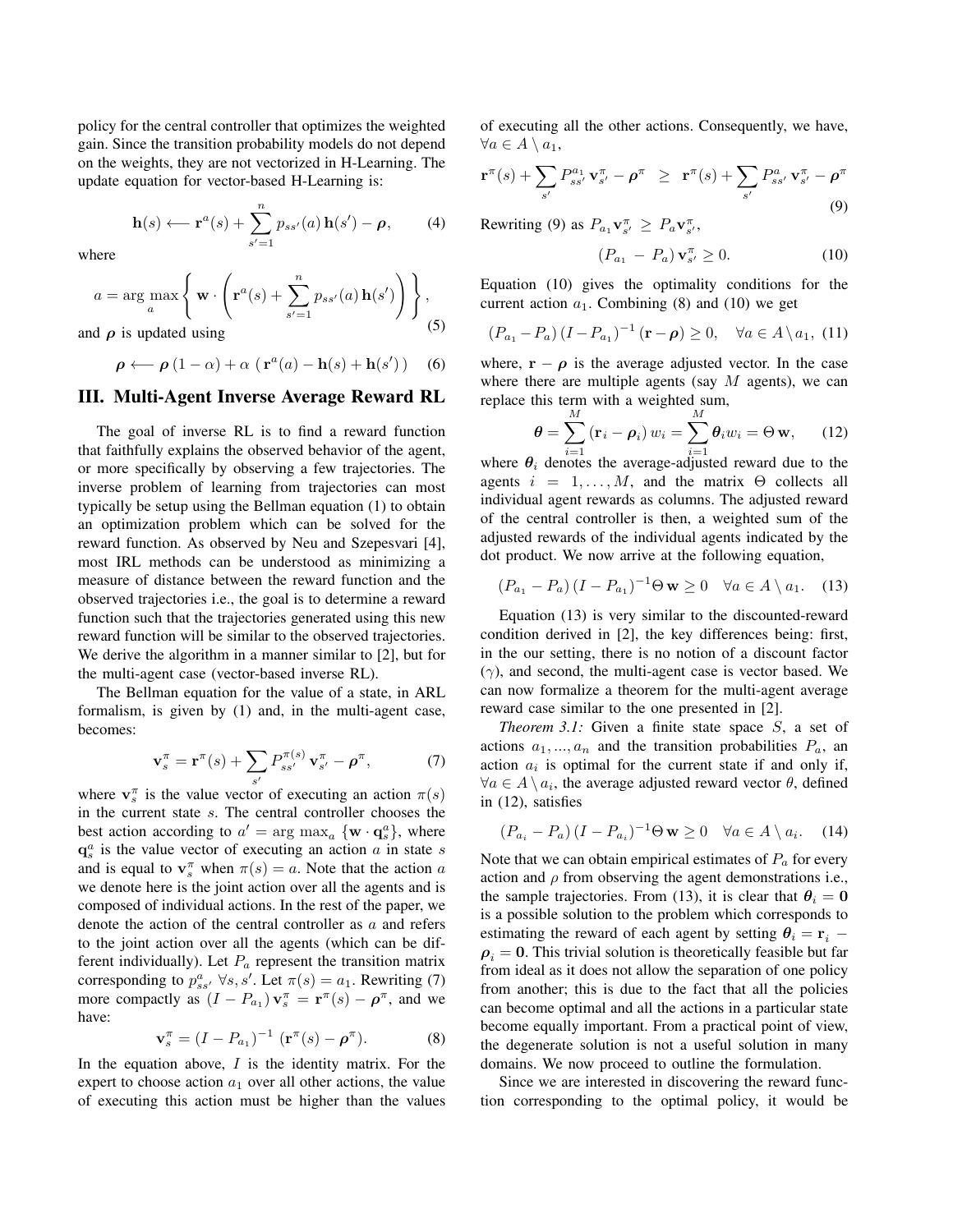policy for the central controller that optimizes the weighted gain. Since the transition probability models do not depend on the weights, they are not vectorized in H-Learning. The update equation for vector-based H-Learning is:

$$\mathbf{h}(s) \longleftarrow \mathbf{r}^a(s) + \sum_{s'=1}^{n} p_{ss'}(a)\,\mathbf{h}(s') - \boldsymbol{\rho}, \qquad (4)$$

where

$$a = \arg\max_a \left\{ \mathbf{w} \cdot \left( \mathbf{r}^a(s) + \sum_{s'=1}^{n} p_{ss'}(a)\,\mathbf{h}(s') \right) \right\}, \qquad (5)$$

and $\boldsymbol{\rho}$ is updated using

$$\boldsymbol{\rho} \longleftarrow \boldsymbol{\rho}\,(1-\alpha) + \alpha\,\left(\mathbf{r}^a(a) - \mathbf{h}(s) + \mathbf{h}(s')\right) \qquad (6)$$

## III. Multi-Agent Inverse Average Reward RL

The goal of inverse RL is to find a reward function that faithfully explains the observed behavior of the agent, or more specifically by observing a few trajectories. The inverse problem of learning from trajectories can most typically be setup using the Bellman equation (1) to obtain an optimization problem which can be solved for the reward function. As observed by Neu and Szepesvari [4], most IRL methods can be understood as minimizing a measure of distance between the reward function and the observed trajectories i.e., the goal is to determine a reward function such that the trajectories generated using this new reward function will be similar to the observed trajectories. We derive the algorithm in a manner similar to [2], but for the multi-agent case (vector-based inverse RL).

The Bellman equation for the value of a state, in ARL formalism, is given by (1) and, in the multi-agent case, becomes:

$$\mathbf{v}_s^\pi = \mathbf{r}^\pi(s) + \sum_{s'} P_{ss'}^{\pi(s)}\,\mathbf{v}_{s'}^\pi - \boldsymbol{\rho}^\pi, \qquad (7)$$

where $\mathbf{v}_s^\pi$ is the value vector of executing an action $\pi(s)$ in the current state $s$. The central controller chooses the best action according to $a' = \arg\max_a \{\mathbf{w} \cdot \mathbf{q}_s^a\}$, where $\mathbf{q}_s^a$ is the value vector of executing an action $a$ in state $s$ and is equal to $\mathbf{v}_s^\pi$ when $\pi(s) = a$. Note that the action $a$ we denote here is the joint action over all the agents and is composed of individual actions. In the rest of the paper, we denote the action of the central controller as $a$ and refers to the joint action over all the agents (which can be different individually). Let $P_a$ represent the transition matrix corresponding to $p_{ss'}^a\ \forall s, s'$. Let $\pi(s) = a_1$. Rewriting (7) more compactly as $(I - P_{a_1})\,\mathbf{v}_s^\pi = \mathbf{r}^\pi(s) - \boldsymbol{\rho}^\pi$, and we have:

$$\mathbf{v}_s^\pi = (I - P_{a_1})^{-1}\,(\mathbf{r}^\pi(s) - \boldsymbol{\rho}^\pi). \qquad (8)$$

In the equation above, $I$ is the identity matrix. For the expert to choose action $a_1$ over all other actions, the value of executing this action must be higher than the values of executing all the other actions. Consequently, we have, $\forall a \in A \setminus a_1$,

$$\mathbf{r}^\pi(s) + \sum_{s'} P_{ss'}^{a_1}\,\mathbf{v}_{s'}^\pi - \boldsymbol{\rho}^\pi \;\;\geq\;\; \mathbf{r}^\pi(s) + \sum_{s'} P_{ss'}^{a}\,\mathbf{v}_{s'}^\pi - \boldsymbol{\rho}^\pi \qquad (9)$$

Rewriting (9) as $P_{a_1}\mathbf{v}_{s'}^\pi \geq P_a\mathbf{v}_{s'}^\pi$,

$$(P_{a_1} - P_a)\,\mathbf{v}_{s'}^\pi \geq 0. \qquad (10)$$

Equation (10) gives the optimality conditions for the current action $a_1$. Combining (8) and (10) we get

$$(P_{a_1} - P_a)\,(I - P_{a_1})^{-1}\,(\mathbf{r} - \boldsymbol{\rho}) \geq 0, \quad \forall a \in A \setminus a_1, \qquad (11)$$

where, $\mathbf{r} - \boldsymbol{\rho}$ is the average adjusted vector. In the case where there are multiple agents (say $M$ agents), we can replace this term with a weighted sum,

$$\boldsymbol{\theta} = \sum_{i=1}^{M} (\mathbf{r}_i - \boldsymbol{\rho}_i)\,w_i = \sum_{i=1}^{M} \boldsymbol{\theta}_i w_i = \Theta\,\mathbf{w}, \qquad (12)$$

where $\boldsymbol{\theta}_i$ denotes the average-adjusted reward due to the agents $i = 1, \ldots, M$, and the matrix $\Theta$ collects all individual agent rewards as columns. The adjusted reward of the central controller is then, a weighted sum of the adjusted rewards of the individual agents indicated by the dot product. We now arrive at the following equation,

$$(P_{a_1} - P_a)\,(I - P_{a_1})^{-1}\Theta\,\mathbf{w} \geq 0 \quad \forall a \in A \setminus a_1. \qquad (13)$$

Equation (13) is very similar to the discounted-reward condition derived in [2], the key differences being: first, in the our setting, there is no notion of a discount factor ($\gamma$), and second, the multi-agent case is vector based. We can now formalize a theorem for the multi-agent average reward case similar to the one presented in [2].

*Theorem 3.1:* Given a finite state space $S$, a set of actions $a_1, ..., a_n$ and the transition probabilities $P_a$, an action $a_i$ is optimal for the current state if and only if, $\forall a \in A \setminus a_i$, the average adjusted reward vector $\theta$, defined in (12), satisfies

$$(P_{a_i} - P_a)\,(I - P_{a_i})^{-1}\Theta\,\mathbf{w} \geq 0 \quad \forall a \in A \setminus a_i. \qquad (14)$$

Note that we can obtain empirical estimates of $P_a$ for every action and $\rho$ from observing the agent demonstrations i.e., the sample trajectories. From (13), it is clear that $\boldsymbol{\theta}_i = \mathbf{0}$ is a possible solution to the problem which corresponds to estimating the reward of each agent by setting $\boldsymbol{\theta}_i = \mathbf{r}_i - \boldsymbol{\rho}_i = \mathbf{0}$. This trivial solution is theoretically feasible but far from ideal as it does not allow the separation of one policy from another; this is due to the fact that all the policies can become optimal and all the actions in a particular state become equally important. From a practical point of view, the degenerate solution is not a useful solution in many domains. We now proceed to outline the formulation.

Since we are interested in discovering the reward function corresponding to the optimal policy, it would be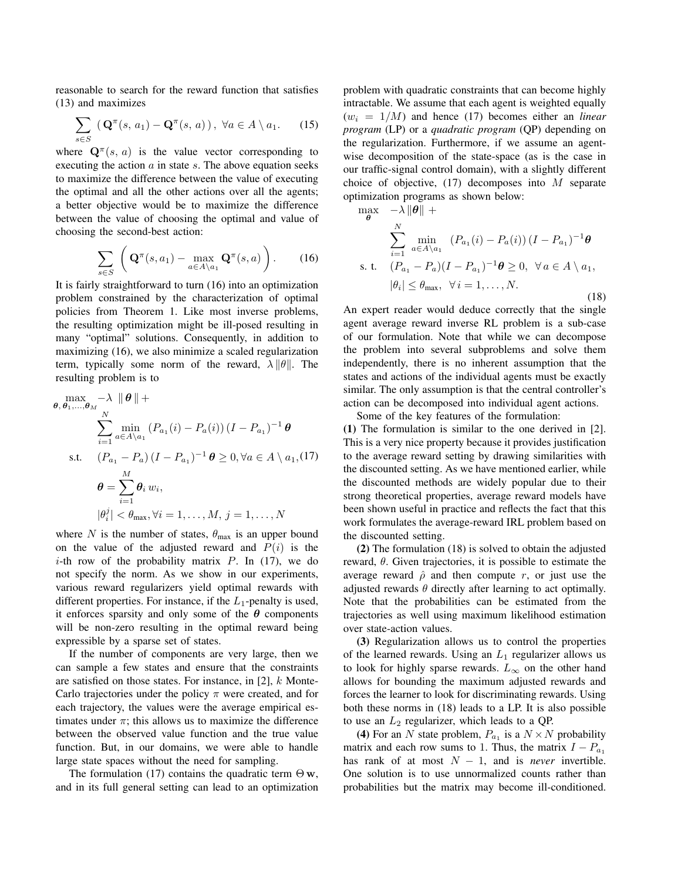reasonable to search for the reward function that satisfies (13) and maximizes

$$\sum_{s \in S} \left( \mathbf{Q}^{\pi}(s,\, a_1) - \mathbf{Q}^{\pi}(s,\, a) \right), \;\forall a \in A \setminus a_1. \tag{15}$$

where $\mathbf{Q}^{\pi}(s,\, a)$ is the value vector corresponding to executing the action $a$ in state $s$. The above equation seeks to maximize the difference between the value of executing the optimal and all the other actions over all the agents; a better objective would be to maximize the difference between the value of choosing the optimal and value of choosing the second-best action:

$$\sum_{s \in S} \left( \mathbf{Q}^{\pi}(s, a_1) - \max_{a \in A \setminus a_1} \mathbf{Q}^{\pi}(s, a) \right). \tag{16}$$

It is fairly straightforward to turn (16) into an optimization problem constrained by the characterization of optimal policies from Theorem 1. Like most inverse problems, the resulting optimization might be ill-posed resulting in many "optimal" solutions. Consequently, in addition to maximizing (16), we also minimize a scaled regularization term, typically some norm of the reward, $\lambda \|\theta\|$. The resulting problem is to

$$\begin{aligned}
\max_{\boldsymbol{\theta},\, \boldsymbol{\theta}_1, \ldots, \boldsymbol{\theta}_M} \; & -\lambda \; \|\, \boldsymbol{\theta} \,\| + \\
& \sum_{i=1}^{N} \min_{a \in A \setminus a_1} \left( P_{a_1}(i) - P_a(i) \right) \left( I - P_{a_1} \right)^{-1} \boldsymbol{\theta} \\
\text{s.t.} \quad & \left( P_{a_1} - P_a \right) \left( I - P_{a_1} \right)^{-1} \boldsymbol{\theta} \geq 0, \forall a \in A \setminus a_1, \\
& \boldsymbol{\theta} = \sum_{i=1}^{M} \boldsymbol{\theta}_i \, w_i, \\
& |\theta_i^j| < \theta_{\max}, \forall i = 1, \ldots, M, \; j = 1, \ldots, N
\end{aligned} \tag{17}$$

where $N$ is the number of states, $\theta_{\max}$ is an upper bound on the value of the adjusted reward and $P(i)$ is the $i$-th row of the probability matrix $P$. In (17), we do not specify the norm. As we show in our experiments, various reward regularizers yield optimal rewards with different properties. For instance, if the $L_1$-penalty is used, it enforces sparsity and only some of the $\boldsymbol{\theta}$ components will be non-zero resulting in the optimal reward being expressible by a sparse set of states.

If the number of components are very large, then we can sample a few states and ensure that the constraints are satisfied on those states. For instance, in [2], $k$ Monte-Carlo trajectories under the policy $\pi$ were created, and for each trajectory, the values were the average empirical estimates under $\pi$; this allows us to maximize the difference between the observed value function and the true value function. But, in our domains, we were able to handle large state spaces without the need for sampling.

The formulation (17) contains the quadratic term $\Theta\, \mathbf{w}$, and in its full general setting can lead to an optimization problem with quadratic constraints that can become highly intractable. We assume that each agent is weighted equally ($w_i = 1/M$) and hence (17) becomes either an *linear program* (LP) or a *quadratic program* (QP) depending on the regularization. Furthermore, if we assume an agent-wise decomposition of the state-space (as is the case in our traffic-signal control domain), with a slightly different choice of objective, (17) decomposes into $M$ separate optimization programs as shown below:

$$\begin{aligned}
\max_{\boldsymbol{\theta}} \quad & -\lambda \|\boldsymbol{\theta}\| + \\
& \sum_{i=1}^{N} \min_{a \in A \setminus a_1} \left( P_{a_1}(i) - P_a(i) \right) \left( I - P_{a_1} \right)^{-1} \boldsymbol{\theta} \\
\text{s. t.} \quad & (P_{a_1} - P_a)(I - P_{a_1})^{-1} \boldsymbol{\theta} \geq 0, \;\; \forall\, a \in A \setminus a_1, \\
& |\theta_i| \leq \theta_{\max}, \;\; \forall\, i = 1, \ldots, N.
\end{aligned} \tag{18}$$

An expert reader would deduce correctly that the single agent average reward inverse RL problem is a sub-case of our formulation. Note that while we can decompose the problem into several subproblems and solve them independently, there is no inherent assumption that the states and actions of the individual agents must be exactly similar. The only assumption is that the central controller's action can be decomposed into individual agent actions.

Some of the key features of the formulation:

**(1)** The formulation is similar to the one derived in [2]. This is a very nice property because it provides justification to the average reward setting by drawing similarities with the discounted setting. As we have mentioned earlier, while the discounted methods are widely popular due to their strong theoretical properties, average reward models have been shown useful in practice and reflects the fact that this work formulates the average-reward IRL problem based on the discounted setting.

**(2)** The formulation (18) is solved to obtain the adjusted reward, $\theta$. Given trajectories, it is possible to estimate the average reward $\hat{\rho}$ and then compute $r$, or just use the adjusted rewards $\theta$ directly after learning to act optimally. Note that the probabilities can be estimated from the trajectories as well using maximum likelihood estimation over state-action values.

**(3)** Regularization allows us to control the properties of the learned rewards. Using an $L_1$ regularizer allows us to look for highly sparse rewards. $L_{\infty}$ on the other hand allows for bounding the maximum adjusted rewards and forces the learner to look for discriminating rewards. Using both these norms in (18) leads to a LP. It is also possible to use an $L_2$ regularizer, which leads to a QP.

**(4)** For an $N$ state problem, $P_{a_1}$ is a $N \times N$ probability matrix and each row sums to 1. Thus, the matrix $I - P_{a_1}$ has rank of at most $N - 1$, and is *never* invertible. One solution is to use unnormalized counts rather than probabilities but the matrix may become ill-conditioned.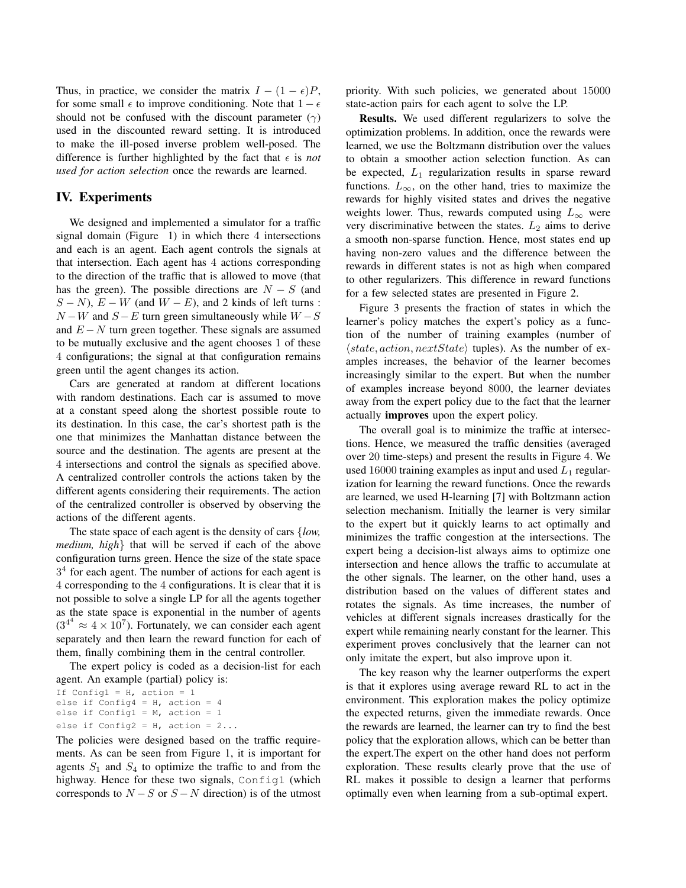Thus, in practice, we consider the matrix $I - (1-\epsilon)P$, for some small $\epsilon$ to improve conditioning. Note that $1-\epsilon$ should not be confused with the discount parameter ($\gamma$) used in the discounted reward setting. It is introduced to make the ill-posed inverse problem well-posed. The difference is further highlighted by the fact that $\epsilon$ is *not used for action selection* once the rewards are learned.

## IV. Experiments

We designed and implemented a simulator for a traffic signal domain (Figure 1) in which there 4 intersections and each is an agent. Each agent controls the signals at that intersection. Each agent has 4 actions corresponding to the direction of the traffic that is allowed to move (that has the green). The possible directions are $N-S$ (and $S-N$), $E-W$ (and $W-E$), and 2 kinds of left turns : $N-W$ and $S-E$ turn green simultaneously while $W-S$ and $E-N$ turn green together. These signals are assumed to be mutually exclusive and the agent chooses 1 of these 4 configurations; the signal at that configuration remains green until the agent changes its action.

Cars are generated at random at different locations with random destinations. Each car is assumed to move at a constant speed along the shortest possible route to its destination. In this case, the car's shortest path is the one that minimizes the Manhattan distance between the source and the destination. The agents are present at the 4 intersections and control the signals as specified above. A centralized controller controls the actions taken by the different agents considering their requirements. The action of the centralized controller is observed by observing the actions of the different agents.

The state space of each agent is the density of cars {*low, medium, high*} that will be served if each of the above configuration turns green. Hence the size of the state space $3^4$ for each agent. The number of actions for each agent is 4 corresponding to the 4 configurations. It is clear that it is not possible to solve a single LP for all the agents together as the state space is exponential in the number of agents ($3^{4^4} \approx 4 \times 10^7$). Fortunately, we can consider each agent separately and then learn the reward function for each of them, finally combining them in the central controller.

The expert policy is coded as a decision-list for each agent. An example (partial) policy is:

```
If Config1 = H, action = 1
else if Config4 = H, action = 4
else if Config1 = M, action = 1
else if Config2 = H, action = 2...
```

The policies were designed based on the traffic requirements. As can be seen from Figure 1, it is important for agents $S_1$ and $S_4$ to optimize the traffic to and from the highway. Hence for these two signals, `Config1` (which corresponds to $N-S$ or $S-N$ direction) is of the utmost priority. With such policies, we generated about 15000 state-action pairs for each agent to solve the LP.

**Results.** We used different regularizers to solve the optimization problems. In addition, once the rewards were learned, we use the Boltzmann distribution over the values to obtain a smoother action selection function. As can be expected, $L_1$ regularization results in sparse reward functions. $L_\infty$, on the other hand, tries to maximize the rewards for highly visited states and drives the negative weights lower. Thus, rewards computed using $L_\infty$ were very discriminative between the states. $L_2$ aims to derive a smooth non-sparse function. Hence, most states end up having non-zero values and the difference between the rewards in different states is not as high when compared to other regularizers. This difference in reward functions for a few selected states are presented in Figure 2.

Figure 3 presents the fraction of states in which the learner's policy matches the expert's policy as a function of the number of training examples (number of $\langle state, action, nextState \rangle$ tuples). As the number of examples increases, the behavior of the learner becomes increasingly similar to the expert. But when the number of examples increase beyond 8000, the learner deviates away from the expert policy due to the fact that the learner actually **improves** upon the expert policy.

The overall goal is to minimize the traffic at intersections. Hence, we measured the traffic densities (averaged over 20 time-steps) and present the results in Figure 4. We used 16000 training examples as input and used $L_1$ regularization for learning the reward functions. Once the rewards are learned, we used H-learning [7] with Boltzmann action selection mechanism. Initially the learner is very similar to the expert but it quickly learns to act optimally and minimizes the traffic congestion at the intersections. The expert being a decision-list always aims to optimize one intersection and hence allows the traffic to accumulate at the other signals. The learner, on the other hand, uses a distribution based on the values of different states and rotates the signals. As time increases, the number of vehicles at different signals increases drastically for the expert while remaining nearly constant for the learner. This experiment proves conclusively that the learner can not only imitate the expert, but also improve upon it.

The key reason why the learner outperforms the expert is that it explores using average reward RL to act in the environment. This exploration makes the policy optimize the expected returns, given the immediate rewards. Once the rewards are learned, the learner can try to find the best policy that the exploration allows, which can be better than the expert.The expert on the other hand does not perform exploration. These results clearly prove that the use of RL makes it possible to design a learner that performs optimally even when learning from a sub-optimal expert.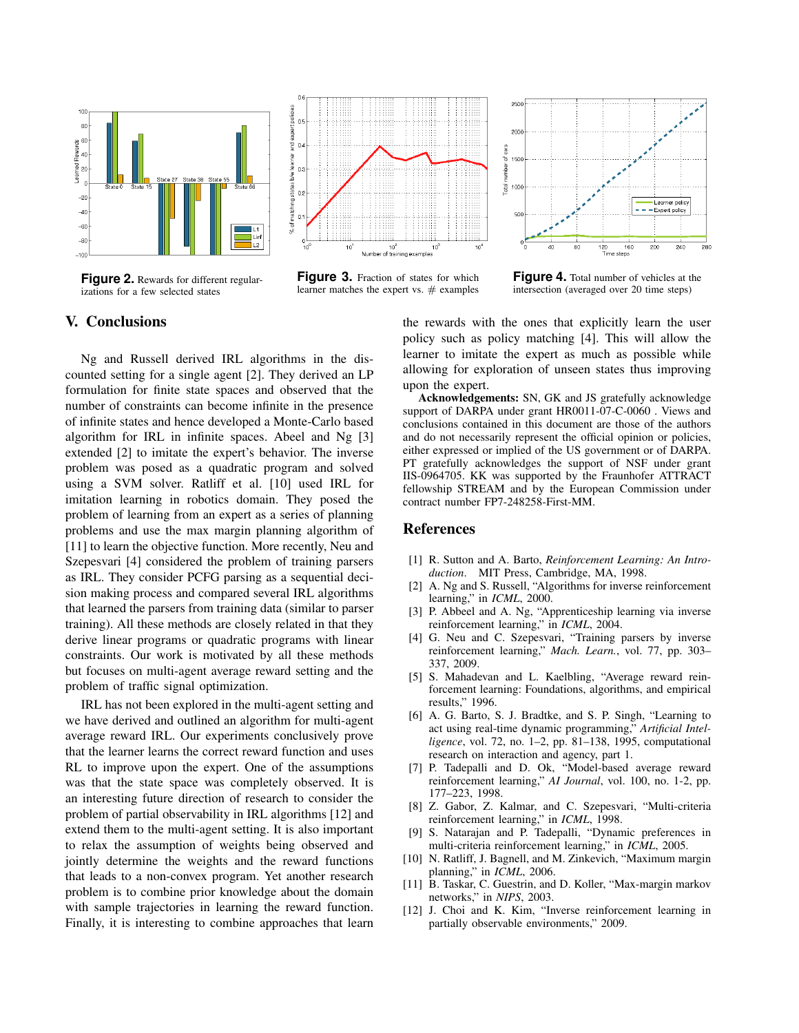100
80
60
40
20
0
−20
−40
−60
−80
−100
Learned Rewards
State 0
State 15
State 27
State 38
State 55
State 68
L1
Linf
L2

**Figure 2.** Rewards for different regularizations for a few selected states

0.6
0.5
0.4
0.3
0.2
0.1
0
% of matching states b/w learner and expert policies
$10^0$
$10^1$
$10^2$
$10^3$
$10^4$
Number of training examples

**Figure 3.** Fraction of states for which learner matches the expert vs. # examples

2500
2000
1500
1000
500
0
Total number of cars
0
40
80
120
160
200
240
280
Time steps
Learner policy
Expert policy

**Figure 4.** Total number of vehicles at the intersection (averaged over 20 time steps)

## V. Conclusions

Ng and Russell derived IRL algorithms in the discounted setting for a single agent [2]. They derived an LP formulation for finite state spaces and observed that the number of constraints can become infinite in the presence of infinite states and hence developed a Monte-Carlo based algorithm for IRL in infinite spaces. Abeel and Ng [3] extended [2] to imitate the expert's behavior. The inverse problem was posed as a quadratic program and solved using a SVM solver. Ratliff et al. [10] used IRL for imitation learning in robotics domain. They posed the problem of learning from an expert as a series of planning problems and use the max margin planning algorithm of [11] to learn the objective function. More recently, Neu and Szepesvari [4] considered the problem of training parsers as IRL. They consider PCFG parsing as a sequential decision making process and compared several IRL algorithms that learned the parsers from training data (similar to parser training). All these methods are closely related in that they derive linear programs or quadratic programs with linear constraints. Our work is motivated by all these methods but focuses on multi-agent average reward setting and the problem of traffic signal optimization.

IRL has not been explored in the multi-agent setting and we have derived and outlined an algorithm for multi-agent average reward IRL. Our experiments conclusively prove that the learner learns the correct reward function and uses RL to improve upon the expert. One of the assumptions was that the state space was completely observed. It is an interesting future direction of research to consider the problem of partial observability in IRL algorithms [12] and extend them to the multi-agent setting. It is also important to relax the assumption of weights being observed and jointly determine the weights and the reward functions that leads to a non-convex program. Yet another research problem is to combine prior knowledge about the domain with sample trajectories in learning the reward function. Finally, it is interesting to combine approaches that learn the rewards with the ones that explicitly learn the user policy such as policy matching [4]. This will allow the learner to imitate the expert as much as possible while allowing for exploration of unseen states thus improving upon the expert.

**Acknowledgements:** SN, GK and JS gratefully acknowledge support of DARPA under grant HR0011-07-C-0060 . Views and conclusions contained in this document are those of the authors and do not necessarily represent the official opinion or policies, either expressed or implied of the US government or of DARPA. PT gratefully acknowledges the support of NSF under grant IIS-0964705. KK was supported by the Fraunhofer ATTRACT fellowship STREAM and by the European Commission under contract number FP7-248258-First-MM.

## References

[1] R. Sutton and A. Barto, *Reinforcement Learning: An Introduction*. MIT Press, Cambridge, MA, 1998.

[2] A. Ng and S. Russell, "Algorithms for inverse reinforcement learning," in *ICML*, 2000.

[3] P. Abbeel and A. Ng, "Apprenticeship learning via inverse reinforcement learning," in *ICML*, 2004.

[4] G. Neu and C. Szepesvari, "Training parsers by inverse reinforcement learning," *Mach. Learn.*, vol. 77, pp. 303–337, 2009.

[5] S. Mahadevan and L. Kaelbling, "Average reward reinforcement learning: Foundations, algorithms, and empirical results," 1996.

[6] A. G. Barto, S. J. Bradtke, and S. P. Singh, "Learning to act using real-time dynamic programming," *Artificial Intelligence*, vol. 72, no. 1–2, pp. 81–138, 1995, computational research on interaction and agency, part 1.

[7] P. Tadepalli and D. Ok, "Model-based average reward reinforcement learning," *AI Journal*, vol. 100, no. 1-2, pp. 177–223, 1998.

[8] Z. Gabor, Z. Kalmar, and C. Szepesvari, "Multi-criteria reinforcement learning," in *ICML*, 1998.

[9] S. Natarajan and P. Tadepalli, "Dynamic preferences in multi-criteria reinforcement learning," in *ICML*, 2005.

[10] N. Ratliff, J. Bagnell, and M. Zinkevich, "Maximum margin planning," in *ICML*, 2006.

[11] B. Taskar, C. Guestrin, and D. Koller, "Max-margin markov networks," in *NIPS*, 2003.

[12] J. Choi and K. Kim, "Inverse reinforcement learning in partially observable environments," 2009.